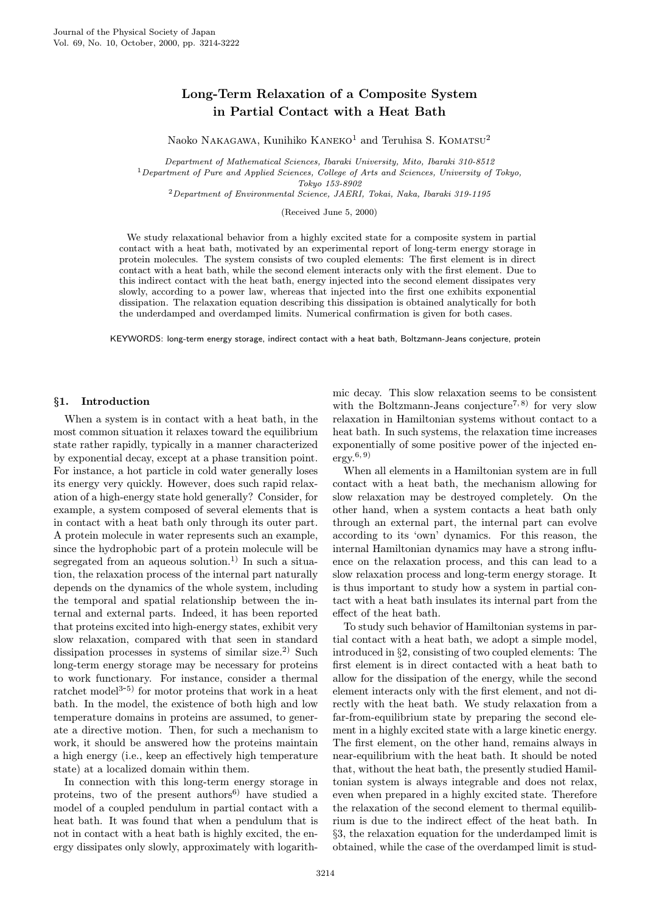# Long-Term Relaxation of a Composite System in Partial Contact with a Heat Bath

Naoko Nakagawa, Kunihiko Kaneko[1] and Teruhisa S. Komatsu[2]

*Department of Mathematical Sciences, Ibaraki University, Mito, Ibaraki 310-8512*
[1]*Department of Pure and Applied Sciences, College of Arts and Sciences, University of Tokyo, Tokyo 153-8902*
[2]*Department of Environmental Science, JAERI, Tokai, Naka, Ibaraki 319-1195*

(Received June 5, 2000)

We study relaxational behavior from a highly excited state for a composite system in partial contact with a heat bath, motivated by an experimental report of long-term energy storage in protein molecules. The system consists of two coupled elements: The first element is in direct contact with a heat bath, while the second element interacts only with the first element. Due to this indirect contact with the heat bath, energy injected into the second element dissipates very slowly, according to a power law, whereas that injected into the first one exhibits exponential dissipation. The relaxation equation describing this dissipation is obtained analytically for both the underdamped and overdamped limits. Numerical confirmation is given for both cases.

KEYWORDS: long-term energy storage, indirect contact with a heat bath, Boltzmann-Jeans conjecture, protein

## §1. Introduction

When a system is in contact with a heat bath, in the most common situation it relaxes toward the equilibrium state rather rapidly, typically in a manner characterized by exponential decay, except at a phase transition point. For instance, a hot particle in cold water generally loses its energy very quickly. However, does such rapid relaxation of a high-energy state hold generally? Consider, for example, a system composed of several elements that is in contact with a heat bath only through its outer part. A protein molecule in water represents such an example, since the hydrophobic part of a protein molecule will be segregated from an aqueous solution.[1] In such a situation, the relaxation process of the internal part naturally depends on the dynamics of the whole system, including the temporal and spatial relationship between the internal and external parts. Indeed, it has been reported that proteins excited into high-energy states, exhibit very slow relaxation, compared with that seen in standard dissipation processes in systems of similar size.[2] Such long-term energy storage may be necessary for proteins to work functionary. For instance, consider a thermal ratchet model[3-5] for motor proteins that work in a heat bath. In the model, the existence of both high and low temperature domains in proteins are assumed, to generate a directive motion. Then, for such a mechanism to work, it should be answered how the proteins maintain a high energy (i.e., keep an effectively high temperature state) at a localized domain within them.

In connection with this long-term energy storage in proteins, two of the present authors[6] have studied a model of a coupled pendulum in partial contact with a heat bath. It was found that when a pendulum that is not in contact with a heat bath is highly excited, the energy dissipates only slowly, approximately with logarithmic decay. This slow relaxation seems to be consistent with the Boltzmann-Jeans conjecture[7,8] for very slow relaxation in Hamiltonian systems without contact to a heat bath. In such systems, the relaxation time increases exponentially of some positive power of the injected energy.[6,9]

When all elements in a Hamiltonian system are in full contact with a heat bath, the mechanism allowing for slow relaxation may be destroyed completely. On the other hand, when a system contacts a heat bath only through an external part, the internal part can evolve according to its 'own' dynamics. For this reason, the internal Hamiltonian dynamics may have a strong influence on the relaxation process, and this can lead to a slow relaxation process and long-term energy storage. It is thus important to study how a system in partial contact with a heat bath insulates its internal part from the effect of the heat bath.

To study such behavior of Hamiltonian systems in partial contact with a heat bath, we adopt a simple model, introduced in §2, consisting of two coupled elements: The first element is in direct contacted with a heat bath to allow for the dissipation of the energy, while the second element interacts only with the first element, and not directly with the heat bath. We study relaxation from a far-from-equilibrium state by preparing the second element in a highly excited state with a large kinetic energy. The first element, on the other hand, remains always in near-equilibrium with the heat bath. It should be noted that, without the heat bath, the presently studied Hamiltonian system is always integrable and does not relax, even when prepared in a highly excited state. Therefore the relaxation of the second element to thermal equilibrium is due to the indirect effect of the heat bath. In §3, the relaxation equation for the underdamped limit is obtained, while the case of the overdamped limit is stud-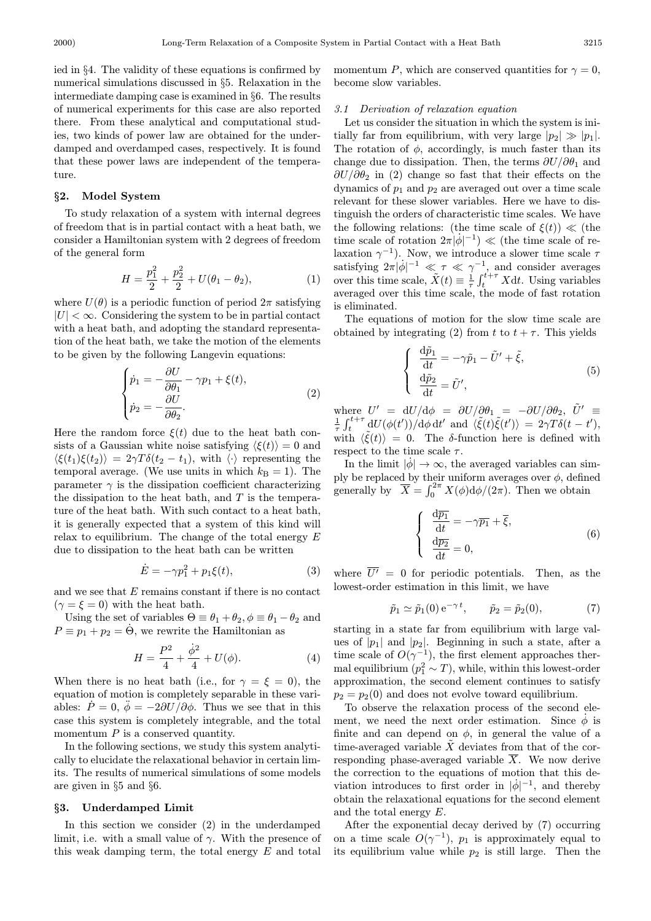ied in §4. The validity of these equations is confirmed by numerical simulations discussed in §5. Relaxation in the intermediate damping case is examined in §6. The results of numerical experiments for this case are also reported there. From these analytical and computational studies, two kinds of power law are obtained for the underdamped and overdamped cases, respectively. It is found that these power laws are independent of the temperature.

## §2. Model System

To study relaxation of a system with internal degrees of freedom that is in partial contact with a heat bath, we consider a Hamiltonian system with 2 degrees of freedom of the general form

$$H = \frac{p_1^2}{2} + \frac{p_2^2}{2} + U(\theta_1 - \theta_2), \tag{1}$$

where $U(\theta)$ is a periodic function of period $2\pi$ satisfying $|U| < \infty$. Considering the system to be in partial contact with a heat bath, and adopting the standard representation of the heat bath, we take the motion of the elements to be given by the following Langevin equations:

$$\begin{cases} \dot{p}_1 = -\dfrac{\partial U}{\partial \theta_1} - \gamma p_1 + \xi(t), \\ \dot{p}_2 = -\dfrac{\partial U}{\partial \theta_2}. \end{cases} \tag{2}$$

Here the random force $\xi(t)$ due to the heat bath consists of a Gaussian white noise satisfying $\langle \xi(t) \rangle = 0$ and $\langle \xi(t_1)\xi(t_2) \rangle = 2\gamma T \delta(t_2 - t_1)$, with $\langle \cdot \rangle$ representing the temporal average. (We use units in which $k_B = 1$). The parameter $\gamma$ is the dissipation coefficient characterizing the dissipation to the heat bath, and $T$ is the temperature of the heat bath. With such contact to a heat bath, it is generally expected that a system of this kind will relax to equilibrium. The change of the total energy $E$ due to dissipation to the heat bath can be written

$$\dot{E} = -\gamma p_1^2 + p_1 \xi(t), \tag{3}$$

and we see that $E$ remains constant if there is no contact ($\gamma = \xi = 0$) with the heat bath.

Using the set of variables $\Theta \equiv \theta_1 + \theta_2, \phi \equiv \theta_1 - \theta_2$ and $P \equiv p_1 + p_2 = \dot{\Theta}$, we rewrite the Hamiltonian as

$$H = \frac{P^2}{4} + \frac{\dot{\phi}^2}{4} + U(\phi). \tag{4}$$

When there is no heat bath (i.e., for $\gamma = \xi = 0$), the equation of motion is completely separable in these variables: $\dot{P} = 0$, $\ddot{\phi} = -2\partial U/\partial \phi$. Thus we see that in this case this system is completely integrable, and the total momentum $P$ is a conserved quantity.

In the following sections, we study this system analytically to elucidate the relaxational behavior in certain limits. The results of numerical simulations of some models are given in §5 and §6.

## §3. Underdamped Limit

In this section we consider (2) in the underdamped limit, i.e. with a small value of $\gamma$. With the presence of this weak damping term, the total energy $E$ and total momentum $P$, which are conserved quantities for $\gamma = 0$, become slow variables.

### *3.1 Derivation of relaxation equation*

Let us consider the situation in which the system is initially far from equilibrium, with very large $|p_2| \gg |p_1|$. The rotation of $\phi$, accordingly, is much faster than its change due to dissipation. Then, the terms $\partial U/\partial \theta_1$ and $\partial U/\partial \theta_2$ in (2) change so fast that their effects on the dynamics of $p_1$ and $p_2$ are averaged out over a time scale relevant for these slower variables. Here we have to distinguish the orders of characteristic time scales. We have the following relations: (the time scale of $\xi(t)$) $\ll$ (the time scale of rotation $2\pi|\dot{\phi}|^{-1}$) $\ll$ (the time scale of relaxation $\gamma^{-1}$). Now, we introduce a slower time scale $\tau$ satisfying $2\pi|\dot{\phi}|^{-1} \ll \tau \ll \gamma^{-1}$, and consider averages over this time scale, $\tilde{X}(t) \equiv \frac{1}{\tau}\int_t^{t+\tau} X \mathrm{d}t$. Using variables averaged over this time scale, the mode of fast rotation is eliminated.

The equations of motion for the slow time scale are obtained by integrating (2) from $t$ to $t + \tau$. This yields

$$\begin{cases} \dfrac{\mathrm{d}\tilde{p}_1}{\mathrm{d}t} = -\gamma \tilde{p}_1 - \tilde{U}' + \tilde{\xi}, \\ \dfrac{\mathrm{d}\tilde{p}_2}{\mathrm{d}t} = \tilde{U}', \end{cases} \tag{5}$$

where $U' = \mathrm{d}U/\mathrm{d}\phi = \partial U/\partial \theta_1 = -\partial U/\partial \theta_2$, $\tilde{U}' \equiv \frac{1}{\tau}\int_t^{t+\tau} \mathrm{d}U(\phi(t'))/\mathrm{d}\phi \, \mathrm{d}t'$ and $\langle \tilde{\xi}(t)\tilde{\xi}(t') \rangle = 2\gamma T \delta(t - t')$, with $\langle \tilde{\xi}(t) \rangle = 0$. The $\delta$-function here is defined with respect to the time scale $\tau$.

In the limit $|\dot{\phi}| \to \infty$, the averaged variables can simply be replaced by their uniform averages over $\phi$, defined generally by $\overline{X} = \int_0^{2\pi} X(\phi)\mathrm{d}\phi/(2\pi)$. Then we obtain

$$\begin{cases} \dfrac{\mathrm{d}\overline{p_1}}{\mathrm{d}t} = -\gamma \overline{p_1} + \overline{\xi}, \\ \dfrac{\mathrm{d}\overline{p_2}}{\mathrm{d}t} = 0, \end{cases} \tag{6}$$

where $\overline{U'} = 0$ for periodic potentials. Then, as the lowest-order estimation in this limit, we have

$$\tilde{p}_1 \simeq \tilde{p}_1(0)\,\mathrm{e}^{-\gamma t}, \qquad \tilde{p}_2 = \tilde{p}_2(0), \tag{7}$$

starting in a state far from equilibrium with large values of $|p_1|$ and $|p_2|$. Beginning in such a state, after a time scale of $O(\gamma^{-1})$, the first element approaches thermal equilibrium ($p_1^2 \sim T$), while, within this lowest-order approximation, the second element continues to satisfy $p_2 = p_2(0)$ and does not evolve toward equilibrium.

To observe the relaxation process of the second element, we need the next order estimation. Since $\dot{\phi}$ is finite and can depend on $\phi$, in general the value of a time-averaged variable $\tilde{X}$ deviates from that of the corresponding phase-averaged variable $\overline{X}$. We now derive the correction to the equations of motion that this deviation introduces to first order in $|\dot{\phi}|^{-1}$, and thereby obtain the relaxational equations for the second element and the total energy $E$.

After the exponential decay derived by (7) occurring on a time scale $O(\gamma^{-1})$, $p_1$ is approximately equal to its equilibrium value while $p_2$ is still large. Then the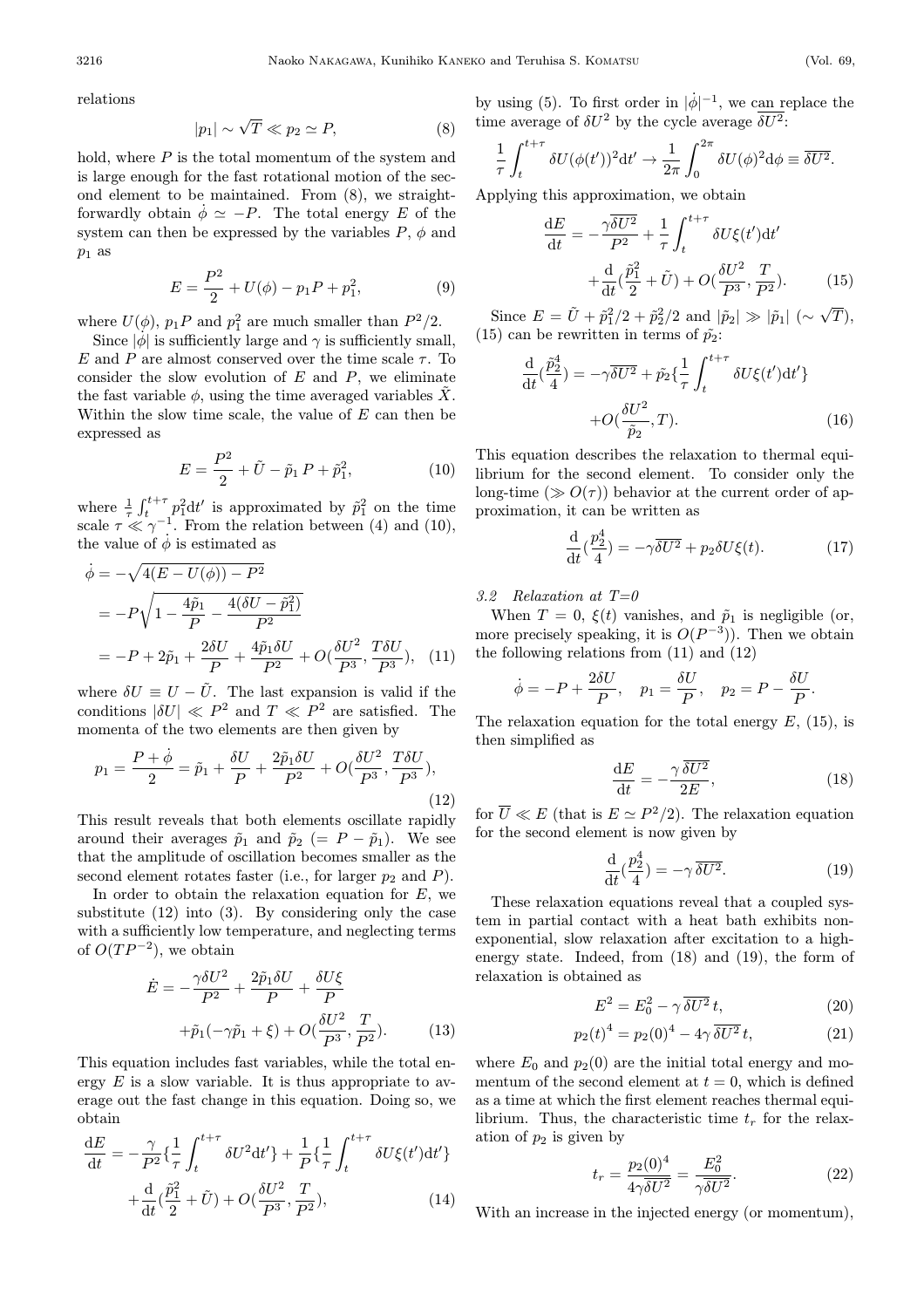relations

$$|p_1| \sim \sqrt{T} \ll p_2 \simeq P, \tag{8}$$

hold, where $P$ is the total momentum of the system and is large enough for the fast rotational motion of the second element to be maintained. From (8), we straightforwardly obtain $\dot{\phi} \simeq -P$. The total energy $E$ of the system can then be expressed by the variables $P$, $\phi$ and $p_1$ as

$$E = \frac{P^2}{2} + U(\phi) - p_1 P + p_1^2, \tag{9}$$

where $U(\phi)$, $p_1 P$ and $p_1^2$ are much smaller than $P^2/2$.

Since $|\dot{\phi}|$ is sufficiently large and $\gamma$ is sufficiently small, $E$ and $P$ are almost conserved over the time scale $\tau$. To consider the slow evolution of $E$ and $P$, we eliminate the fast variable $\phi$, using the time averaged variables $\tilde{X}$. Within the slow time scale, the value of $E$ can then be expressed as

$$E = \frac{P^2}{2} + \tilde{U} - \tilde{p}_1\, P + \tilde{p}_1^2, \tag{10}$$

where $\frac{1}{\tau}\int_t^{t+\tau} p_1^2 \mathrm{d}t'$ is approximated by $\tilde{p}_1^2$ on the time scale $\tau \ll \gamma^{-1}$. From the relation between (4) and (10), the value of $\dot{\phi}$ is estimated as

$$\begin{aligned}
\dot{\phi} &= -\sqrt{4(E - U(\phi)) - P^2} \\
&= -P\sqrt{1 - \frac{4\tilde{p}_1}{P} - \frac{4(\delta U - \tilde{p}_1^2)}{P^2}} \\
&= -P + 2\tilde{p}_1 + \frac{2\delta U}{P} + \frac{4\tilde{p}_1 \delta U}{P^2} + O(\frac{\delta U^2}{P^3}, \frac{T\delta U}{P^3}),
\end{aligned} \tag{11}$$

where $\delta U \equiv U - \tilde{U}$. The last expansion is valid if the conditions $|\delta U| \ll P^2$ and $T \ll P^2$ are satisfied. The momenta of the two elements are then given by

$$p_1 = \frac{P + \dot{\phi}}{2} = \tilde{p}_1 + \frac{\delta U}{P} + \frac{2\tilde{p}_1 \delta U}{P^2} + O(\frac{\delta U^2}{P^3}, \frac{T\delta U}{P^3}), \tag{12}$$

This result reveals that both elements oscillate rapidly around their averages $\tilde{p}_1$ and $\tilde{p}_2$ ($= P - \tilde{p}_1$). We see that the amplitude of oscillation becomes smaller as the second element rotates faster (i.e., for larger $p_2$ and $P$).

In order to obtain the relaxation equation for $E$, we substitute (12) into (3). By considering only the case with a sufficiently low temperature, and neglecting terms of $O(TP^{-2})$, we obtain

$$\begin{aligned}
\dot{E} = &-\frac{\gamma \delta U^2}{P^2} + \frac{2\tilde{p}_1 \delta U}{P} + \frac{\delta U \xi}{P} \\
&+ \tilde{p}_1(-\gamma \tilde{p}_1 + \xi) + O(\frac{\delta U^2}{P^3}, \frac{T}{P^2}).
\end{aligned} \tag{13}$$

This equation includes fast variables, while the total energy $E$ is a slow variable. It is thus appropriate to average out the fast change in this equation. Doing so, we obtain

$$\begin{aligned}
\frac{\mathrm{d}E}{\mathrm{d}t} = &-\frac{\gamma}{P^2}\{\frac{1}{\tau}\int_t^{t+\tau} \delta U^2 \mathrm{d}t'\} + \frac{1}{P}\{\frac{1}{\tau}\int_t^{t+\tau} \delta U \xi(t')\mathrm{d}t'\} \\
&+ \frac{\mathrm{d}}{\mathrm{d}t}(\frac{\tilde{p}_1^2}{2} + \tilde{U}) + O(\frac{\delta U^2}{P^3}, \frac{T}{P^2}),
\end{aligned} \tag{14}$$

by using (5). To first order in $|\dot{\phi}|^{-1}$, we can replace the time average of $\delta U^2$ by the cycle average $\overline{\delta U^2}$:

$$\frac{1}{\tau}\int_t^{t+\tau} \delta U(\phi(t'))^2 \mathrm{d}t' \to \frac{1}{2\pi}\int_0^{2\pi} \delta U(\phi)^2 \mathrm{d}\phi \equiv \overline{\delta U^2}.$$

Applying this approximation, we obtain

$$\begin{aligned}
\frac{\mathrm{d}E}{\mathrm{d}t} = &-\frac{\gamma \overline{\delta U^2}}{P^2} + \frac{1}{\tau}\int_t^{t+\tau} \delta U \xi(t')\mathrm{d}t' \\
&+ \frac{\mathrm{d}}{\mathrm{d}t}(\frac{\tilde{p}_1^2}{2} + \tilde{U}) + O(\frac{\delta U^2}{P^3}, \frac{T}{P^2}).
\end{aligned} \tag{15}$$

Since $E = \tilde{U} + \tilde{p}_1^2/2 + \tilde{p}_2^2/2$ and $|\tilde{p}_2| \gg |\tilde{p}_1|$ ($\sim \sqrt{T}$), (15) can be rewritten in terms of $\tilde{p}_2$:

$$\begin{aligned}
\frac{\mathrm{d}}{\mathrm{d}t}(\frac{\tilde{p}_2^4}{4}) = &-\gamma \overline{\delta U^2} + \tilde{p}_2\{\frac{1}{\tau}\int_t^{t+\tau} \delta U \xi(t')\mathrm{d}t'\} \\
&+ O(\frac{\delta U^2}{\tilde{p}_2}, T).
\end{aligned} \tag{16}$$

This equation describes the relaxation to thermal equilibrium for the second element. To consider only the long-time ($\gg O(\tau)$) behavior at the current order of approximation, it can be written as

$$\frac{\mathrm{d}}{\mathrm{d}t}(\frac{p_2^4}{4}) = -\gamma \overline{\delta U^2} + p_2 \delta U \xi(t). \tag{17}$$

### 3.2 Relaxation at T=0

When $T = 0$, $\xi(t)$ vanishes, and $\tilde{p}_1$ is negligible (or, more precisely speaking, it is $O(P^{-3})$). Then we obtain the following relations from (11) and (12)

$$\dot{\phi} = -P + \frac{2\delta U}{P}, \quad p_1 = \frac{\delta U}{P}, \quad p_2 = P - \frac{\delta U}{P}.$$

The relaxation equation for the total energy $E$, (15), is then simplified as

$$\frac{\mathrm{d}E}{\mathrm{d}t} = -\frac{\gamma\, \overline{\delta U^2}}{2E}, \tag{18}$$

for $\overline{U} \ll E$ (that is $E \simeq P^2/2$). The relaxation equation for the second element is now given by

$$\frac{\mathrm{d}}{\mathrm{d}t}(\frac{p_2^4}{4}) = -\gamma\, \overline{\delta U^2}. \tag{19}$$

These relaxation equations reveal that a coupled system in partial contact with a heat bath exhibits non-exponential, slow relaxation after excitation to a high-energy state. Indeed, from (18) and (19), the form of relaxation is obtained as

$$E^2 = E_0^2 - \gamma\, \overline{\delta U^2}\, t, \tag{20}$$

$$p_2(t)^4 = p_2(0)^4 - 4\gamma\, \overline{\delta U^2}\, t, \tag{21}$$

where $E_0$ and $p_2(0)$ are the initial total energy and momentum of the second element at $t = 0$, which is defined as a time at which the first element reaches thermal equilibrium. Thus, the characteristic time $t_r$ for the relaxation of $p_2$ is given by

$$t_r = \frac{p_2(0)^4}{4\gamma \overline{\delta U^2}} = \frac{E_0^2}{\gamma \overline{\delta U^2}}. \tag{22}$$

With an increase in the injected energy (or momentum),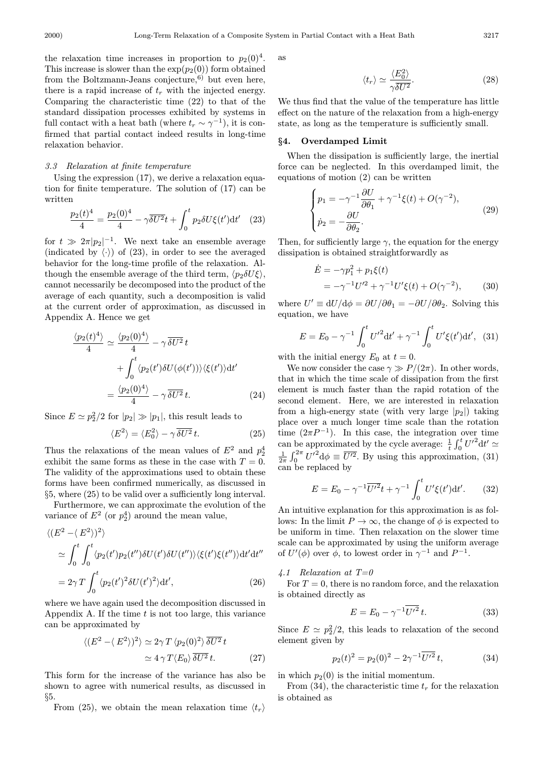the relaxation time increases in proportion to $p_2(0)^4$. This increase is slower than the $\exp(p_2(0))$ form obtained from the Boltzmann-Jeans conjecture,[6)] but even here, there is a rapid increase of $t_r$ with the injected energy. Comparing the characteristic time (22) to that of the standard dissipation processes exhibited by systems in full contact with a heat bath (where $t_r \sim \gamma^{-1}$), it is confirmed that partial contact indeed results in long-time relaxation behavior.

### 3.3 Relaxation at finite temperature

Using the expression (17), we derive a relaxation equation for finite temperature. The solution of (17) can be written

$$\frac{p_2(t)^4}{4} = \frac{p_2(0)^4}{4} - \gamma \overline{\delta U^2} t + \int_0^t p_2 \delta U \xi(t') \mathrm{d}t' \quad (23)$$

for $t \gg 2\pi |p_2|^{-1}$. We next take an ensemble average (indicated by $\langle \cdot \rangle$) of (23), in order to see the averaged behavior for the long-time profile of the relaxation. Although the ensemble average of the third term, $\langle p_2 \delta U \xi \rangle$, cannot necessarily be decomposed into the product of the average of each quantity, such a decomposition is valid at the current order of approximation, as discussed in Appendix A. Hence we get

$$\begin{aligned}\frac{\langle p_2(t)^4 \rangle}{4} &\simeq \frac{\langle p_2(0)^4 \rangle}{4} - \gamma \, \overline{\delta U^2} \, t \\ &\quad + \int_0^t \langle p_2(t') \delta U(\phi(t')) \rangle \langle \xi(t') \rangle \mathrm{d}t' \\ &= \frac{\langle p_2(0)^4 \rangle}{4} - \gamma \, \overline{\delta U^2} \, t. \end{aligned} \quad (24)$$

Since $E \simeq p_2^2/2$ for $|p_2| \gg |p_1|$, this result leads to

$$\langle E^2 \rangle = \langle E_0^2 \rangle - \gamma \, \overline{\delta U^2} \, t. \quad (25)$$

Thus the relaxations of the mean values of $E^2$ and $p_2^4$ exhibit the same forms as these in the case with $T = 0$. The validity of the approximations used to obtain these forms have been confirmed numerically, as discussed in §5, where (25) to be valid over a sufficiently long interval.

Furthermore, we can approximate the evolution of the variance of $E^2$ (or $p_2^4$) around the mean value,

$$\begin{aligned}&\langle (E^2 - \langle E^2 \rangle)^2 \rangle \\ &\simeq \int_0^t \int_0^t \langle p_2(t') p_2(t'') \delta U(t') \delta U(t'') \rangle \langle \xi(t') \xi(t'') \rangle \mathrm{d}t' \mathrm{d}t'' \\ &= 2\gamma \, T \int_0^t \langle p_2(t')^2 \delta U(t')^2 \rangle \mathrm{d}t', \end{aligned} \quad (26)$$

where we have again used the decomposition discussed in Appendix A. If the time $t$ is not too large, this variance can be approximated by

$$\begin{aligned}\langle (E^2 - \langle E^2 \rangle)^2 \rangle &\simeq 2\gamma \, T \, \langle p_2(0)^2 \rangle \, \overline{\delta U^2} \, t \\ &\simeq 4 \, \gamma \, T \langle E_0 \rangle \, \overline{\delta U^2} \, t. \end{aligned} \quad (27)$$

This form for the increase of the variance has also be shown to agree with numerical results, as discussed in §5.

From (25), we obtain the mean relaxation time $\langle t_r \rangle$ as

$$\langle t_r \rangle \simeq \frac{\langle E_0^2 \rangle}{\gamma \overline{\delta U^2}}. \quad (28)$$

We thus find that the value of the temperature has little effect on the nature of the relaxation from a high-energy state, as long as the temperature is sufficiently small.

## §4. Overdamped Limit

When the dissipation is sufficiently large, the inertial force can be neglected. In this overdamped limit, the equations of motion (2) can be written

$$\begin{cases} p_1 = -\gamma^{-1} \dfrac{\partial U}{\partial \theta_1} + \gamma^{-1} \xi(t) + O(\gamma^{-2}), \\ \dot{p}_2 = -\dfrac{\partial U}{\partial \theta_2}. \end{cases} \quad (29)$$

Then, for sufficiently large $\gamma$, the equation for the energy dissipation is obtained straightforwardly as

$$\begin{aligned}\dot{E} &= -\gamma p_1^2 + p_1 \xi(t) \\ &= -\gamma^{-1} U'^2 + \gamma^{-1} U' \xi(t) + O(\gamma^{-2}), \end{aligned} \quad (30)$$

where $U' \equiv \mathrm{d}U/\mathrm{d}\phi = \partial U/\partial \theta_1 = -\partial U/\partial \theta_2$. Solving this equation, we have

$$E = E_0 - \gamma^{-1} \int_0^t {U'}^2 \mathrm{d}t' + \gamma^{-1} \int_0^t U' \xi(t') \mathrm{d}t', \quad (31)$$

with the initial energy $E_0$ at $t = 0$.

We now consider the case $\gamma \gg P/(2\pi)$. In other words, that in which the time scale of dissipation from the first element is much faster than the rapid rotation of the second element. Here, we are interested in relaxation from a high-energy state (with very large $|p_2|$) taking place over a much longer time scale than the rotation time ($2\pi P^{-1}$). In this case, the integration over time can be approximated by the cycle average: $\frac{1}{t} \int_0^t {U'}^2 \mathrm{d}t' \simeq \frac{1}{2\pi} \int_0^{2\pi} {U'}^2 \mathrm{d}\phi \equiv \overline{U'^2}$. By using this approximation, (31) can be replaced by

$$E = E_0 - \gamma^{-1} \overline{U'^2} t + \gamma^{-1} \int_0^t U' \xi(t') \mathrm{d}t'. \quad (32)$$

An intuitive explanation for this approximation is as follows: In the limit $P \to \infty$, the change of $\phi$ is expected to be uniform in time. Then relaxation on the slower time scale can be approximated by using the uniform average of $U'(\phi)$ over $\phi$, to lowest order in $\gamma^{-1}$ and $P^{-1}$.

### 4.1 Relaxation at T=0

For $T = 0$, there is no random force, and the relaxation is obtained directly as

$$E = E_0 - \gamma^{-1} \overline{U'^2} \, t. \quad (33)$$

Since $E \simeq p_2^2/2$, this leads to relaxation of the second element given by

$$p_2(t)^2 = p_2(0)^2 - 2\gamma^{-1} \overline{U'^2} \, t, \quad (34)$$

in which $p_2(0)$ is the initial momentum.

From (34), the characteristic time $t_r$ for the relaxation is obtained as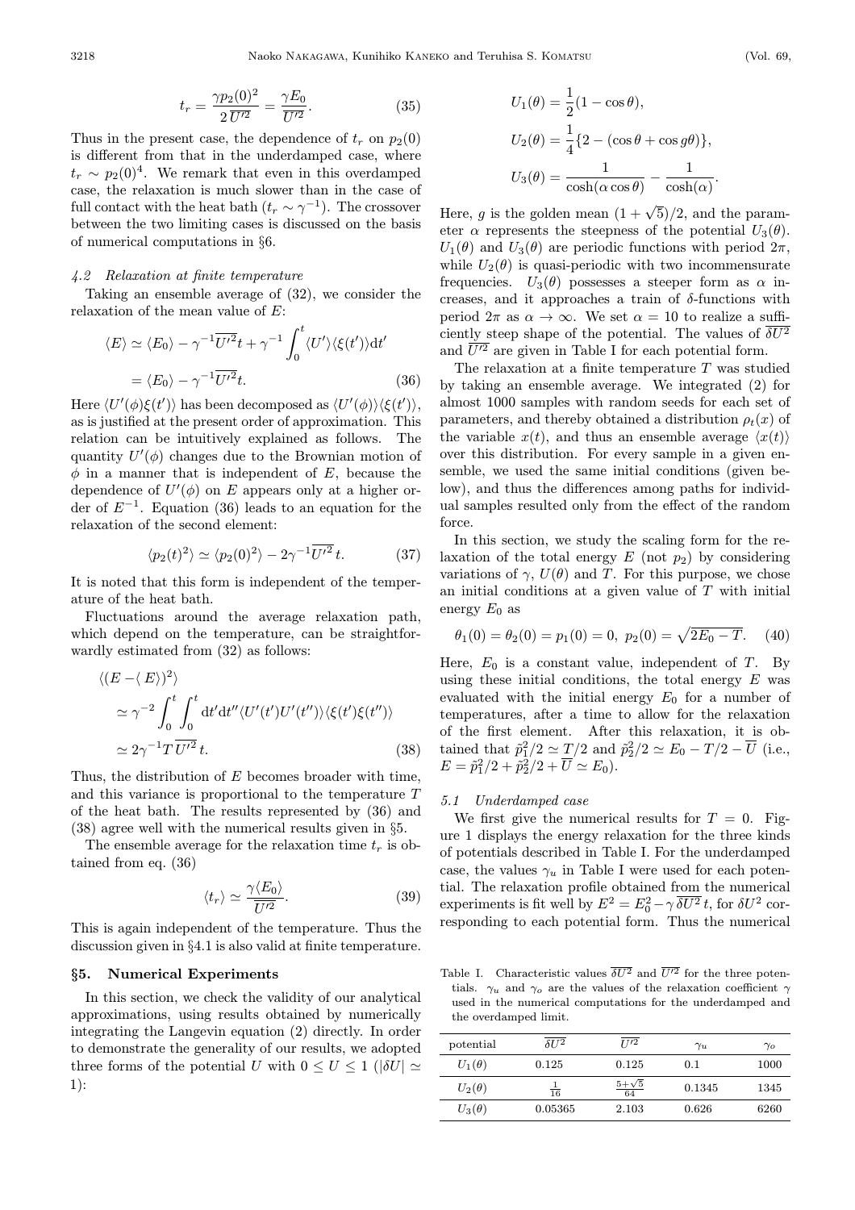$$t_r = \frac{\gamma p_2(0)^2}{2\,\overline{U'^2}} = \frac{\gamma E_0}{\overline{U'^2}}. \tag{35}$$

Thus in the present case, the dependence of $t_r$ on $p_2(0)$ is different from that in the underdamped case, where $t_r \sim p_2(0)^4$. We remark that even in this overdamped case, the relaxation is much slower than in the case of full contact with the heat bath ($t_r \sim \gamma^{-1}$). The crossover between the two limiting cases is discussed on the basis of numerical computations in §6.

### 4.2 Relaxation at finite temperature

Taking an ensemble average of (32), we consider the relaxation of the mean value of $E$:

$$\begin{aligned}\langle E\rangle &\simeq \langle E_0\rangle - \gamma^{-1}\overline{U'^2}t + \gamma^{-1}\int_0^t \langle U'\rangle\langle\xi(t')\rangle \mathrm{d}t' \\ &= \langle E_0\rangle - \gamma^{-1}\overline{U'^2}t. \end{aligned}\tag{36}$$

Here $\langle U'(\phi)\xi(t')\rangle$ has been decomposed as $\langle U'(\phi)\rangle\langle\xi(t')\rangle$, as is justified at the present order of approximation. This relation can be intuitively explained as follows. The quantity $U'(\phi)$ changes due to the Brownian motion of $\phi$ in a manner that is independent of $E$, because the dependence of $U'(\phi)$ on $E$ appears only at a higher order of $E^{-1}$. Equation (36) leads to an equation for the relaxation of the second element:

$$\langle p_2(t)^2\rangle \simeq \langle p_2(0)^2\rangle - 2\gamma^{-1}\overline{U'^2}\,t. \tag{37}$$

It is noted that this form is independent of the temperature of the heat bath.

Fluctuations around the average relaxation path, which depend on the temperature, can be straightforwardly estimated from (32) as follows:

$$\begin{aligned}&\langle (E - \langle E\rangle)^2\rangle \\ &\simeq \gamma^{-2}\int_0^t\int_0^t \mathrm{d}t'\mathrm{d}t''\langle U'(t')U'(t'')\rangle\langle\xi(t')\xi(t'')\rangle \\ &\simeq 2\gamma^{-1}T\,\overline{U'^2}\,t. \end{aligned}\tag{38}$$

Thus, the distribution of $E$ becomes broader with time, and this variance is proportional to the temperature $T$ of the heat bath. The results represented by (36) and (38) agree well with the numerical results given in §5.

The ensemble average for the relaxation time $t_r$ is obtained from eq. (36)

$$\langle t_r\rangle \simeq \frac{\gamma\langle E_0\rangle}{\overline{U'^2}}. \tag{39}$$

This is again independent of the temperature. Thus the discussion given in §4.1 is also valid at finite temperature.

## §5. Numerical Experiments

In this section, we check the validity of our analytical approximations, using results obtained by numerically integrating the Langevin equation (2) directly. In order to demonstrate the generality of our results, we adopted three forms of the potential $U$ with $0 \le U \le 1$ ($|\delta U| \simeq 1$):

$$\begin{aligned} U_1(\theta) &= \frac{1}{2}(1-\cos\theta), \\ U_2(\theta) &= \frac{1}{4}\{2 - (\cos\theta + \cos g\theta)\}, \\ U_3(\theta) &= \frac{1}{\cosh(\alpha\cos\theta)} - \frac{1}{\cosh(\alpha)}. \end{aligned}$$

Here, $g$ is the golden mean $(1+\sqrt{5})/2$, and the parameter $\alpha$ represents the steepness of the potential $U_3(\theta)$. $U_1(\theta)$ and $U_3(\theta)$ are periodic functions with period $2\pi$, while $U_2(\theta)$ is quasi-periodic with two incommensurate frequencies. $U_3(\theta)$ possesses a steeper form as $\alpha$ increases, and it approaches a train of $\delta$-functions with period $2\pi$ as $\alpha \to \infty$. We set $\alpha = 10$ to realize a sufficiently steep shape of the potential. The values of $\overline{\delta U^2}$ and $\overline{U'^2}$ are given in Table I for each potential form.

The relaxation at a finite temperature $T$ was studied by taking an ensemble average. We integrated (2) for almost 1000 samples with random seeds for each set of parameters, and thereby obtained a distribution $\rho_t(x)$ of the variable $x(t)$, and thus an ensemble average $\langle x(t)\rangle$ over this distribution. For every sample in a given ensemble, we used the same initial conditions (given below), and thus the differences among paths for individual samples resulted only from the effect of the random force.

In this section, we study the scaling form for the relaxation of the total energy $E$ (not $p_2$) by considering variations of $\gamma$, $U(\theta)$ and $T$. For this purpose, we chose an initial conditions at a given value of $T$ with initial energy $E_0$ as

$$\theta_1(0) = \theta_2(0) = p_1(0) = 0,\ p_2(0) = \sqrt{2E_0 - T}. \tag{40}$$

Here, $E_0$ is a constant value, independent of $T$. By using these initial conditions, the total energy $E$ was evaluated with the initial energy $E_0$ for a number of temperatures, after a time to allow for the relaxation of the first element. After this relaxation, it is obtained that $\tilde{p}_1^2/2 \simeq T/2$ and $\tilde{p}_2^2/2 \simeq E_0 - T/2 - \overline{U}$ (i.e., $E = \tilde{p}_1^2/2 + \tilde{p}_2^2/2 + \overline{U} \simeq E_0$).

### 5.1 Underdamped case

We first give the numerical results for $T = 0$. Figure 1 displays the energy relaxation for the three kinds of potentials described in Table I. For the underdamped case, the values $\gamma_u$ in Table I were used for each potential. The relaxation profile obtained from the numerical experiments is fit well by $E^2 = E_0^2 - \gamma\,\overline{\delta U^2}\,t$, for $\delta U^2$ corresponding to each potential form. Thus the numerical

Table I. Characteristic values $\overline{\delta U^2}$ and $\overline{U'^2}$ for the three potentials. $\gamma_u$ and $\gamma_o$ are the values of the relaxation coefficient $\gamma$ used in the numerical computations for the underdamped and the overdamped limit.

| potential | $\overline{\delta U^2}$ | $\overline{U'^2}$ | $\gamma_u$ | $\gamma_o$ |
|---|---|---|---|---|
| $U_1(\theta)$ | 0.125 | 0.125 | 0.1 | 1000 |
| $U_2(\theta)$ | $\frac{1}{16}$ | $\frac{5+\sqrt{5}}{64}$ | 0.1345 | 1345 |
| $U_3(\theta)$ | 0.05365 | 2.103 | 0.626 | 6260 |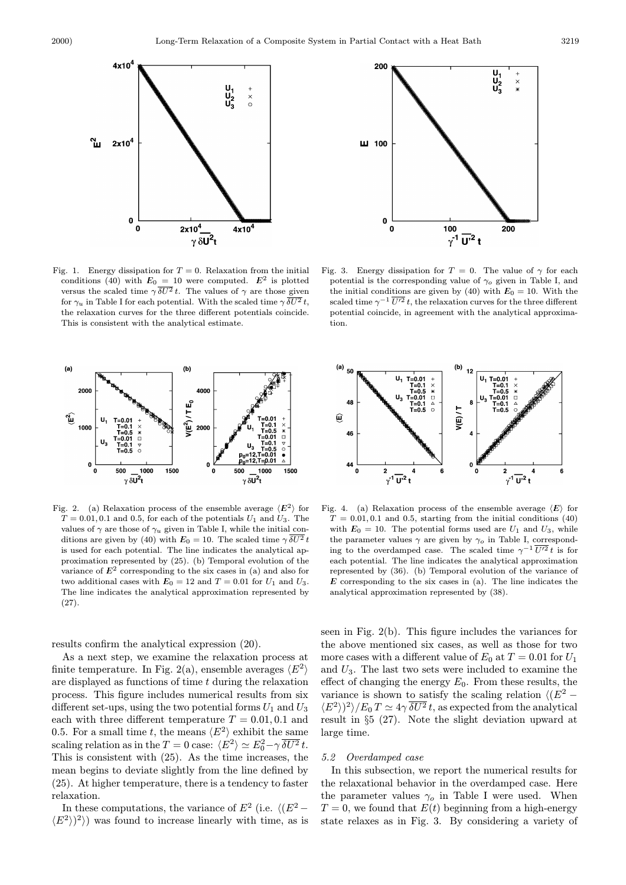Fig. 1. Energy dissipation for $T = 0$. Relaxation from the initial conditions (40) with $\boldsymbol{E}_0 = 10$ were computed. $\boldsymbol{E}^2$ is plotted versus the scaled time $\gamma\,\overline{\delta U^2}\,t$. The values of $\gamma$ are those given for $\gamma_u$ in Table I for each potential. With the scaled time $\gamma\,\overline{\delta U^2}\,t$, the relaxation curves for the three different potentials coincide. This is consistent with the analytical estimate.

Fig. 3. Energy dissipation for $T = 0$. The value of $\gamma$ for each potential is the corresponding value of $\gamma_o$ given in Table I, and the initial conditions are given by (40) with $\boldsymbol{E}_0 = 10$. With the scaled time $\gamma^{-1}\,\overline{U'^2}\,t$, the relaxation curves for the three different potential coincide, in agreement with the analytical approximation.

Fig. 2. (a) Relaxation process of the ensemble average $\langle \boldsymbol{E}^2 \rangle$ for $T = 0.01, 0.1$ and $0.5$, for each of the potentials $U_1$ and $U_3$. The values of $\gamma$ are those of $\gamma_u$ given in Table I, while the initial conditions are given by (40) with $\boldsymbol{E}_0 = 10$. The scaled time $\gamma\,\overline{\delta U^2}\,t$ is used for each potential. The line indicates the analytical approximation represented by (25). (b) Temporal evolution of the variance of $\boldsymbol{E}^2$ corresponding to the six cases in (a) and also for two additional cases with $\boldsymbol{E}_0 = 12$ and $T = 0.01$ for $U_1$ and $U_3$. The line indicates the analytical approximation represented by (27).

Fig. 4. (a) Relaxation process of the ensemble average $\langle \boldsymbol{E} \rangle$ for $T = 0.01, 0.1$ and $0.5$, starting from the initial conditions (40) with $\boldsymbol{E}_0 = 10$. The potential forms used are $U_1$ and $U_3$, while the parameter values $\gamma$ are given by $\gamma_o$ in Table I, corresponding to the overdamped case. The scaled time $\gamma^{-1}\,\overline{U'^2}\,t$ is for each potential. The line indicates the analytical approximation represented by (36). (b) Temporal evolution of the variance of $\boldsymbol{E}$ corresponding to the six cases in (a). The line indicates the analytical approximation represented by (38).

results confirm the analytical expression (20).

As a next step, we examine the relaxation process at finite temperature. In Fig. 2(a), ensemble averages $\langle E^2 \rangle$ are displayed as functions of time $t$ during the relaxation process. This figure includes numerical results from six different set-ups, using the two potential forms $U_1$ and $U_3$ each with three different temperature $T = 0.01, 0.1$ and $0.5$. For a small time $t$, the means $\langle E^2 \rangle$ exhibit the same scaling relation as in the $T = 0$ case: $\langle E^2 \rangle \simeq E_0^2 - \gamma\,\overline{\delta U^2}\,t$. This is consistent with (25). As the time increases, the mean begins to deviate slightly from the line defined by (25). At higher temperature, there is a tendency to faster relaxation.

In these computations, the variance of $E^2$ (i.e. $\langle (E^2 - \langle E^2 \rangle)^2 \rangle$) was found to increase linearly with time, as is seen in Fig. 2(b). This figure includes the variances for the above mentioned six cases, as well as those for two more cases with a different value of $E_0$ at $T = 0.01$ for $U_1$ and $U_3$. The last two sets were included to examine the effect of changing the energy $E_0$. From these results, the variance is shown to satisfy the scaling relation $\langle (E^2 - \langle E^2 \rangle)^2 \rangle / E_0\,T \simeq 4\gamma\,\overline{\delta U^2}\,t$, as expected from the analytical result in §5 (27). Note the slight deviation upward at large time.

### 5.2 Overdamped case

In this subsection, we report the numerical results for the relaxational behavior in the overdamped case. Here the parameter values $\gamma_o$ in Table I were used. When $T = 0$, we found that $E(t)$ beginning from a high-energy state relaxes as in Fig. 3. By considering a variety of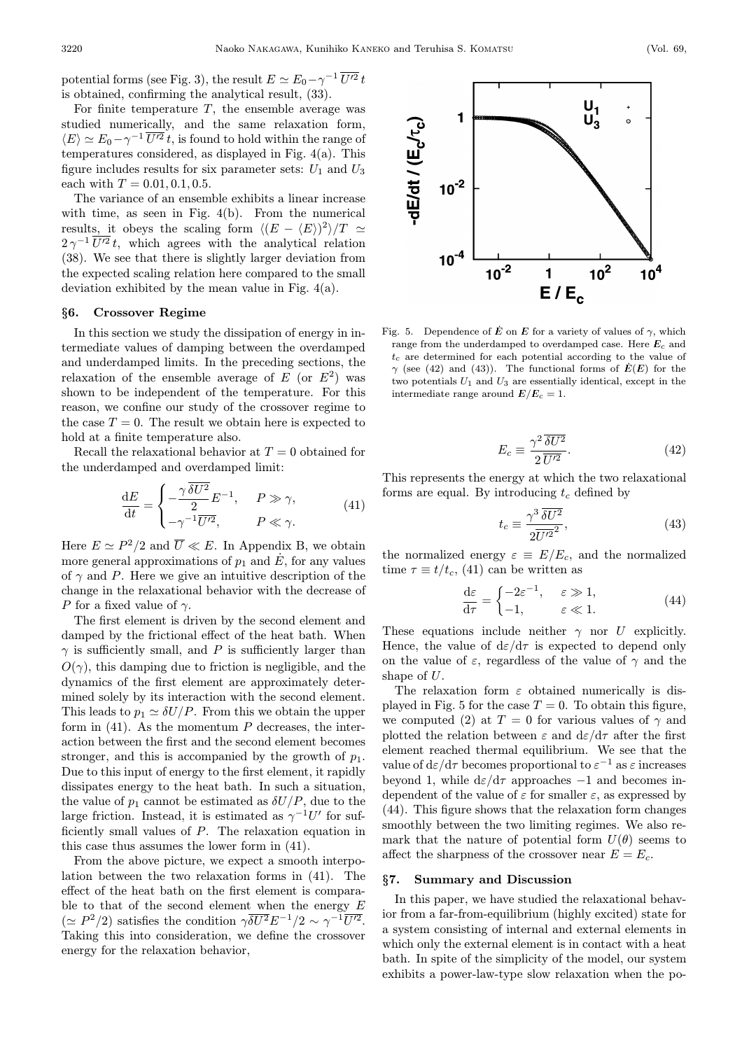potential forms (see Fig. 3), the result $E \simeq E_0 - \gamma^{-1}\,\overline{U'^2}\,t$ is obtained, confirming the analytical result, (33).

For finite temperature $T$, the ensemble average was studied numerically, and the same relaxation form, $\langle E\rangle \simeq E_0 - \gamma^{-1}\,\overline{U'^2}\,t$, is found to hold within the range of temperatures considered, as displayed in Fig. 4(a). This figure includes results for six parameter sets: $U_1$ and $U_3$ each with $T = 0.01, 0.1, 0.5$.

The variance of an ensemble exhibits a linear increase with time, as seen in Fig. 4(b). From the numerical results, it obeys the scaling form $\langle (E - \langle E\rangle)^2\rangle/T \simeq 2\,\gamma^{-1}\,\overline{U'^2}\,t$, which agrees with the analytical relation (38). We see that there is slightly larger deviation from the expected scaling relation here compared to the small deviation exhibited by the mean value in Fig. 4(a).

## §6. Crossover Regime

In this section we study the dissipation of energy in intermediate values of damping between the overdamped and underdamped limits. In the preceding sections, the relaxation of the ensemble average of $E$ (or $E^2$) was shown to be independent of the temperature. For this reason, we confine our study of the crossover regime to the case $T = 0$. The result we obtain here is expected to hold at a finite temperature also.

Recall the relaxational behavior at $T = 0$ obtained for the underdamped and overdamped limit:

$$\frac{\mathrm{d}E}{\mathrm{d}t} = \begin{cases} -\dfrac{\gamma\,\overline{\delta U^2}}{2}E^{-1}, & P \gg \gamma, \\ -\gamma^{-1}\overline{U'^2}, & P \ll \gamma. \end{cases} \tag{41}$$

Here $E \simeq P^2/2$ and $\overline{U} \ll E$. In Appendix B, we obtain more general approximations of $p_1$ and $\dot{E}$, for any values of $\gamma$ and $P$. Here we give an intuitive description of the change in the relaxational behavior with the decrease of $P$ for a fixed value of $\gamma$.

The first element is driven by the second element and damped by the frictional effect of the heat bath. When $\gamma$ is sufficiently small, and $P$ is sufficiently larger than $O(\gamma)$, this damping due to friction is negligible, and the dynamics of the first element are approximately determined solely by its interaction with the second element. This leads to $p_1 \simeq \delta U/P$. From this we obtain the upper form in (41). As the momentum $P$ decreases, the interaction between the first and the second element becomes stronger, and this is accompanied by the growth of $p_1$. Due to this input of energy to the first element, it rapidly dissipates energy to the heat bath. In such a situation, the value of $p_1$ cannot be estimated as $\delta U/P$, due to the large friction. Instead, it is estimated as $\gamma^{-1}U'$ for sufficiently small values of $P$. The relaxation equation in this case thus assumes the lower form in (41).

From the above picture, we expect a smooth interpolation between the two relaxation forms in (41). The effect of the heat bath on the first element is comparable to that of the second element when the energy $E$ ($\simeq P^2/2$) satisfies the condition $\gamma\overline{\delta U^2}E^{-1}/2 \sim \gamma^{-1}\overline{U'^2}$. Taking this into consideration, we define the crossover energy for the relaxation behavior,

Fig. 5. Dependence of $\dot{\boldsymbol{E}}$ on $\boldsymbol{E}$ for a variety of values of $\gamma$, which range from the underdamped to overdamped case. Here $\boldsymbol{E}_c$ and $t_c$ are determined for each potential according to the value of $\gamma$ (see (42) and (43)). The functional forms of $\dot{\boldsymbol{E}}(\boldsymbol{E})$ for the two potentials $U_1$ and $U_3$ are essentially identical, except in the intermediate range around $\boldsymbol{E}/\boldsymbol{E}_c = 1$.

$$E_c \equiv \frac{\gamma^2\,\overline{\delta U^2}}{2\,\overline{U'^2}}. \tag{42}$$

This represents the energy at which the two relaxational forms are equal. By introducing $t_c$ defined by

$$t_c \equiv \frac{\gamma^3\,\overline{\delta U^2}}{2\overline{U'^2}^{\,2}}, \tag{43}$$

the normalized energy $\varepsilon \equiv E/E_c$, and the normalized time $\tau \equiv t/t_c$, (41) can be written as

$$\frac{\mathrm{d}\varepsilon}{\mathrm{d}\tau} = \begin{cases} -2\varepsilon^{-1}, & \varepsilon \gg 1, \\ -1, & \varepsilon \ll 1. \end{cases} \tag{44}$$

These equations include neither $\gamma$ nor $U$ explicitly. Hence, the value of $\mathrm{d}\varepsilon/\mathrm{d}\tau$ is expected to depend only on the value of $\varepsilon$, regardless of the value of $\gamma$ and the shape of $U$.

The relaxation form $\varepsilon$ obtained numerically is displayed in Fig. 5 for the case $T = 0$. To obtain this figure, we computed (2) at $T = 0$ for various values of $\gamma$ and plotted the relation between $\varepsilon$ and $\mathrm{d}\varepsilon/\mathrm{d}\tau$ after the first element reached thermal equilibrium. We see that the value of $\mathrm{d}\varepsilon/\mathrm{d}\tau$ becomes proportional to $\varepsilon^{-1}$ as $\varepsilon$ increases beyond 1, while $\mathrm{d}\varepsilon/\mathrm{d}\tau$ approaches $-1$ and becomes independent of the value of $\varepsilon$ for smaller $\varepsilon$, as expressed by (44). This figure shows that the relaxation form changes smoothly between the two limiting regimes. We also remark that the nature of potential form $U(\theta)$ seems to affect the sharpness of the crossover near $E = E_c$.

## §7. Summary and Discussion

In this paper, we have studied the relaxational behavior from a far-from-equilibrium (highly excited) state for a system consisting of internal and external elements in which only the external element is in contact with a heat bath. In spite of the simplicity of the model, our system exhibits a power-law-type slow relaxation when the po-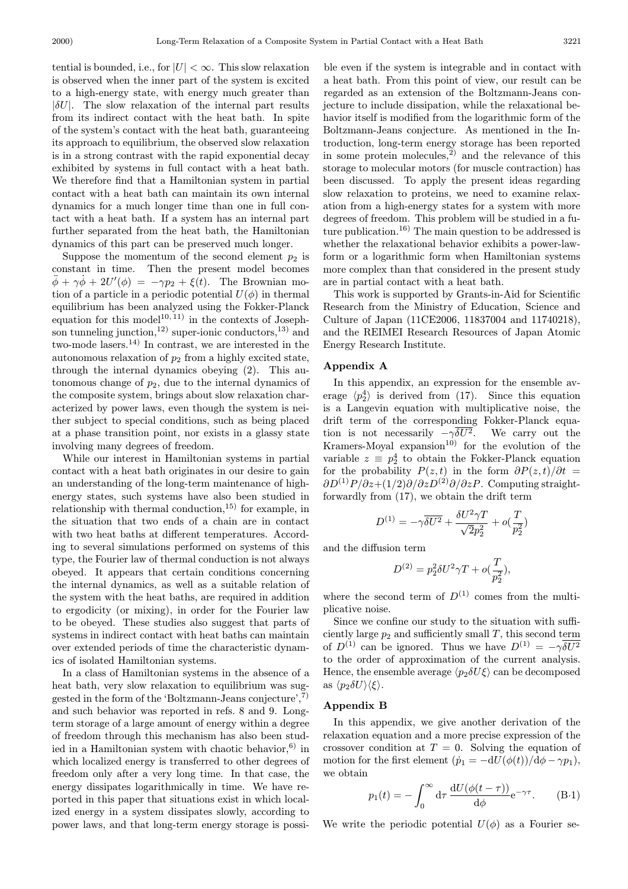tential is bounded, i.e., for $|U| < \infty$. This slow relaxation is observed when the inner part of the system is excited to a high-energy state, with energy much greater than $|\delta U|$. The slow relaxation of the internal part results from its indirect contact with the heat bath. In spite of the system's contact with the heat bath, guaranteeing its approach to equilibrium, the observed slow relaxation is in a strong contrast with the rapid exponential decay exhibited by systems in full contact with a heat bath. We therefore find that a Hamiltonian system in partial contact with a heat bath can maintain its own internal dynamics for a much longer time than one in full contact with a heat bath. If a system has an internal part further separated from the heat bath, the Hamiltonian dynamics of this part can be preserved much longer.

Suppose the momentum of the second element $p_2$ is constant in time. Then the present model becomes $\ddot{\phi} + \gamma\dot{\phi} + 2U'(\phi) = -\gamma p_2 + \xi(t)$. The Brownian motion of a particle in a periodic potential $U(\phi)$ in thermal equilibrium has been analyzed using the Fokker-Planck equation for this model[10, 11] in the contexts of Josephson tunneling junction,[12] super-ionic conductors,[13] and two-mode lasers.[14] In contrast, we are interested in the autonomous relaxation of $p_2$ from a highly excited state, through the internal dynamics obeying (2). This autonomous change of $p_2$, due to the internal dynamics of the composite system, brings about slow relaxation characterized by power laws, even though the system is neither subject to special conditions, such as being placed at a phase transition point, nor exists in a glassy state involving many degrees of freedom.

While our interest in Hamiltonian systems in partial contact with a heat bath originates in our desire to gain an understanding of the long-term maintenance of high-energy states, such systems have also been studied in relationship with thermal conduction,[15] for example, in the situation that two ends of a chain are in contact with two heat baths at different temperatures. According to several simulations performed on systems of this type, the Fourier law of thermal conduction is not always obeyed. It appears that certain conditions concerning the internal dynamics, as well as a suitable relation of the system with the heat baths, are required in addition to ergodicity (or mixing), in order for the Fourier law to be obeyed. These studies also suggest that parts of systems in indirect contact with heat baths can maintain over extended periods of time the characteristic dynamics of isolated Hamiltonian systems.

In a class of Hamiltonian systems in the absence of a heat bath, very slow relaxation to equilibrium was suggested in the form of the 'Boltzmann-Jeans conjecture',[7] and such behavior was reported in refs. 8 and 9. Long-term storage of a large amount of energy within a degree of freedom through this mechanism has also been studied in a Hamiltonian system with chaotic behavior,[6] in which localized energy is transferred to other degrees of freedom only after a very long time. In that case, the energy dissipates logarithmically in time. We have reported in this paper that situations exist in which localized energy in a system dissipates slowly, according to power laws, and that long-term energy storage is possible even if the system is integrable and in contact with a heat bath. From this point of view, our result can be regarded as an extension of the Boltzmann-Jeans conjecture to include dissipation, while the relaxational behavior itself is modified from the logarithmic form of the Boltzmann-Jeans conjecture. As mentioned in the Introduction, long-term energy storage has been reported in some protein molecules,[2] and the relevance of this storage to molecular motors (for muscle contraction) has been discussed. To apply the present ideas regarding slow relaxation to proteins, we need to examine relaxation from a high-energy states for a system with more degrees of freedom. This problem will be studied in a future publication.[16] The main question to be addressed is whether the relaxational behavior exhibits a power-law form or a logarithmic form when Hamiltonian systems more complex than that considered in the present study are in partial contact with a heat bath.

This work is supported by Grants-in-Aid for Scientific Research from the Ministry of Education, Science and Culture of Japan (11CE2006, 11837004 and 11740218), and the REIMEI Research Resources of Japan Atomic Energy Research Institute.

## Appendix A

In this appendix, an expression for the ensemble average $\langle p_2^4 \rangle$ is derived from (17). Since this equation is a Langevin equation with multiplicative noise, the drift term of the corresponding Fokker-Planck equation is not necessarily $-\gamma\overline{\delta U^2}$. We carry out the Kramers-Moyal expansion[10] for the evolution of the variable $z \equiv p_2^4$ to obtain the Fokker-Planck equation for the probability $P(z,t)$ in the form $\partial P(z,t)/\partial t = \partial D^{(1)} P/\partial z + (1/2)\partial/\partial z D^{(2)} \partial/\partial z P$. Computing straightforwardly from (17), we obtain the drift term

$$D^{(1)} = -\gamma\overline{\delta U^2} + \frac{\delta U^2 \gamma T}{\sqrt{2} p_2^2} + o(\frac{T}{p_2^2})$$

and the diffusion term

$$D^{(2)} = p_2^2 \delta U^2 \gamma T + o(\frac{T}{p_2^2}),$$

where the second term of $D^{(1)}$ comes from the multiplicative noise.

Since we confine our study to the situation with sufficiently large $p_2$ and sufficiently small $T$, this second term of $D^{(1)}$ can be ignored. Thus we have $D^{(1)} = -\gamma\overline{\delta U^2}$ to the order of approximation of the current analysis. Hence, the ensemble average $\langle p_2 \delta U \xi \rangle$ can be decomposed as $\langle p_2 \delta U \rangle \langle \xi \rangle$.

## Appendix B

In this appendix, we give another derivation of the relaxation equation and a more precise expression of the crossover condition at $T = 0$. Solving the equation of motion for the first element ($\dot{p}_1 = -\mathrm{d}U(\phi(t))/\mathrm{d}\phi - \gamma p_1$), we obtain

$$p_1(t) = -\int_0^\infty \mathrm{d}\tau \, \frac{\mathrm{d}U(\phi(t-\tau))}{\mathrm{d}\phi} \mathrm{e}^{-\gamma\tau}. \qquad \text{(B·1)}$$

We write the periodic potential $U(\phi)$ as a Fourier se-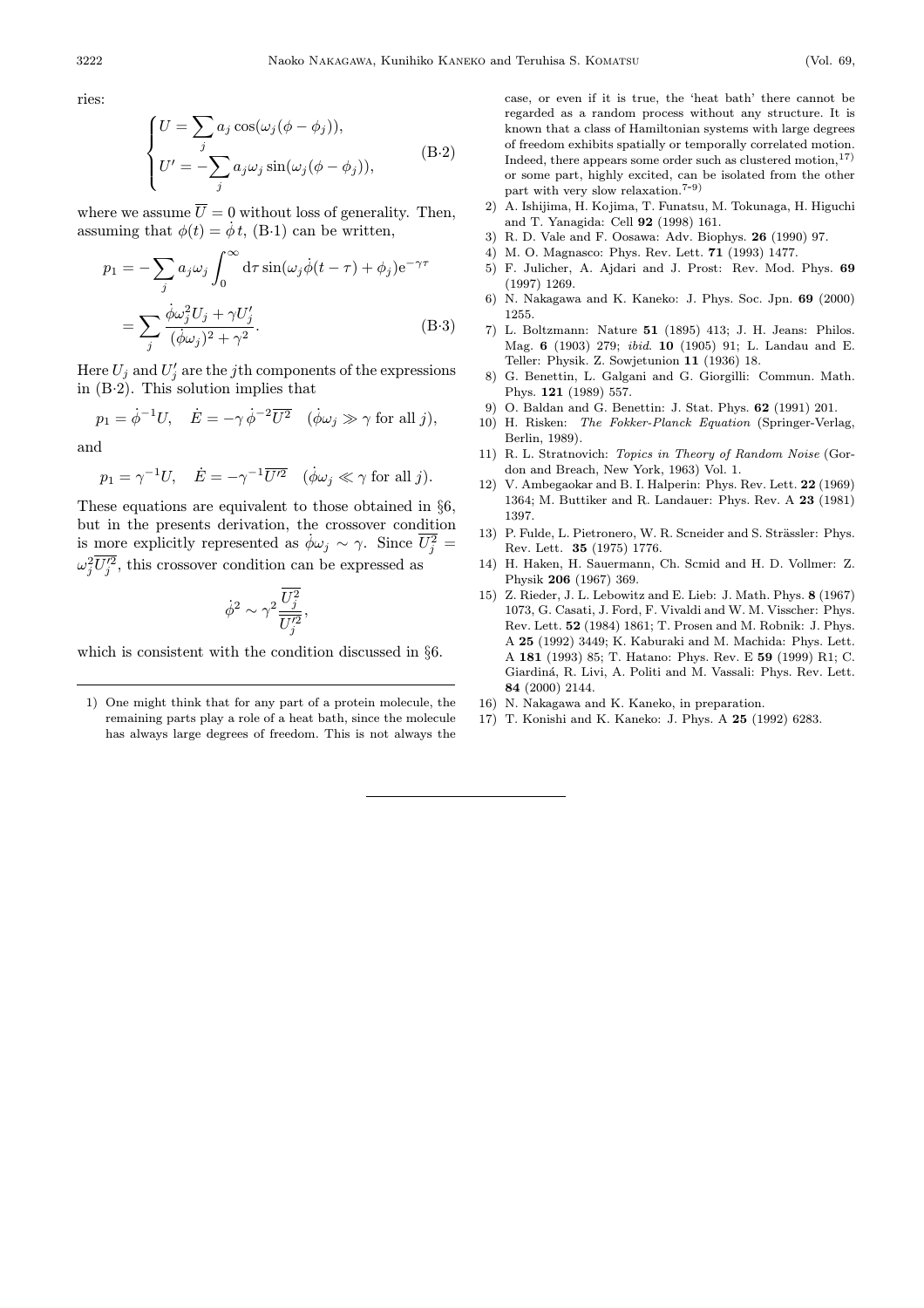ries:

$$
\begin{cases} U = \sum_j a_j \cos(\omega_j(\phi - \phi_j)), \\ U' = -\sum_j a_j \omega_j \sin(\omega_j(\phi - \phi_j)), \end{cases} \tag{B·2}
$$

where we assume $\overline{U} = 0$ without loss of generality. Then, assuming that $\phi(t) = \dot{\phi}\, t$, (B·1) can be written,

$$
\begin{aligned} p_1 &= -\sum_j a_j \omega_j \int_0^\infty \mathrm{d}\tau \sin(\omega_j \dot{\phi}(t - \tau) + \phi_j) \mathrm{e}^{-\gamma\tau} \\ &= \sum_j \frac{\dot{\phi}\omega_j^2 U_j + \gamma U'_j}{(\dot{\phi}\omega_j)^2 + \gamma^2}. \end{aligned} \tag{B·3}
$$

Here $U_j$ and $U'_j$ are the $j$th components of the expressions in (B·2). This solution implies that

$$
p_1 = \dot{\phi}^{-1} U, \quad \dot{E} = -\gamma\, \dot{\phi}^{-2}\overline{U^2} \quad (\dot{\phi}\omega_j \gg \gamma \text{ for all } j),
$$

and

$$
p_1 = \gamma^{-1} U, \quad \dot{E} = -\gamma^{-1}\overline{U'^2} \quad (\dot{\phi}\omega_j \ll \gamma \text{ for all } j).
$$

These equations are equivalent to those obtained in §6, but in the presents derivation, the crossover condition is more explicitly represented as $\dot{\phi}\omega_j \sim \gamma$. Since $\overline{U_j^2} = \omega_j^2 \overline{U_j'^2}$, this crossover condition can be expressed as

$$
\dot{\phi}^2 \sim \gamma^2 \frac{\overline{U_j^2}}{\overline{U_j'^2}},
$$

which is consistent with the condition discussed in §6.

---

1) One might think that for any part of a protein molecule, the remaining parts play a role of a heat bath, since the molecule has always large degrees of freedom. This is not always the case, or even if it is true, the 'heat bath' there cannot be regarded as a random process without any structure. It is known that a class of Hamiltonian systems with large degrees of freedom exhibits spatially or temporally correlated motion. Indeed, there appears some order such as clustered motion,[17] or some part, highly excited, can be isolated from the other part with very slow relaxation.[7-9]

2) A. Ishijima, H. Kojima, T. Funatsu, M. Tokunaga, H. Higuchi and T. Yanagida: Cell **92** (1998) 161.
3) R. D. Vale and F. Oosawa: Adv. Biophys. **26** (1990) 97.
4) M. O. Magnasco: Phys. Rev. Lett. **71** (1993) 1477.
5) F. Julicher, A. Ajdari and J. Prost: Rev. Mod. Phys. **69** (1997) 1269.
6) N. Nakagawa and K. Kaneko: J. Phys. Soc. Jpn. **69** (2000) 1255.
7) L. Boltzmann: Nature **51** (1895) 413; J. H. Jeans: Philos. Mag. **6** (1903) 279; *ibid.* **10** (1905) 91; L. Landau and E. Teller: Physik. Z. Sowjetunion **11** (1936) 18.
8) G. Benettin, L. Galgani and G. Giorgilli: Commun. Math. Phys. **121** (1989) 557.
9) O. Baldan and G. Benettin: J. Stat. Phys. **62** (1991) 201.
10) H. Risken: *The Fokker-Planck Equation* (Springer-Verlag, Berlin, 1989).
11) R. L. Stratnovich: *Topics in Theory of Random Noise* (Gordon and Breach, New York, 1963) Vol. 1.
12) V. Ambegaokar and B. I. Halperin: Phys. Rev. Lett. **22** (1969) 1364; M. Buttiker and R. Landauer: Phys. Rev. A **23** (1981) 1397.
13) P. Fulde, L. Pietronero, W. R. Scneider and S. Strässler: Phys. Rev. Lett. **35** (1975) 1776.
14) H. Haken, H. Sauermann, Ch. Scmid and H. D. Vollmer: Z. Physik **206** (1967) 369.
15) Z. Rieder, J. L. Lebowitz and E. Lieb: J. Math. Phys. **8** (1967) 1073, G. Casati, J. Ford, F. Vivaldi and W. M. Visscher: Phys. Rev. Lett. **52** (1984) 1861; T. Prosen and M. Robnik: J. Phys. A **25** (1992) 3449; K. Kaburaki and M. Machida: Phys. Lett. A **181** (1993) 85; T. Hatano: Phys. Rev. E **59** (1999) R1; C. Giardiná, R. Livi, A. Politi and M. Vassali: Phys. Rev. Lett. **84** (2000) 2144.
16) N. Nakagawa and K. Kaneko, in preparation.
17) T. Konishi and K. Kaneko: J. Phys. A **25** (1992) 6283.